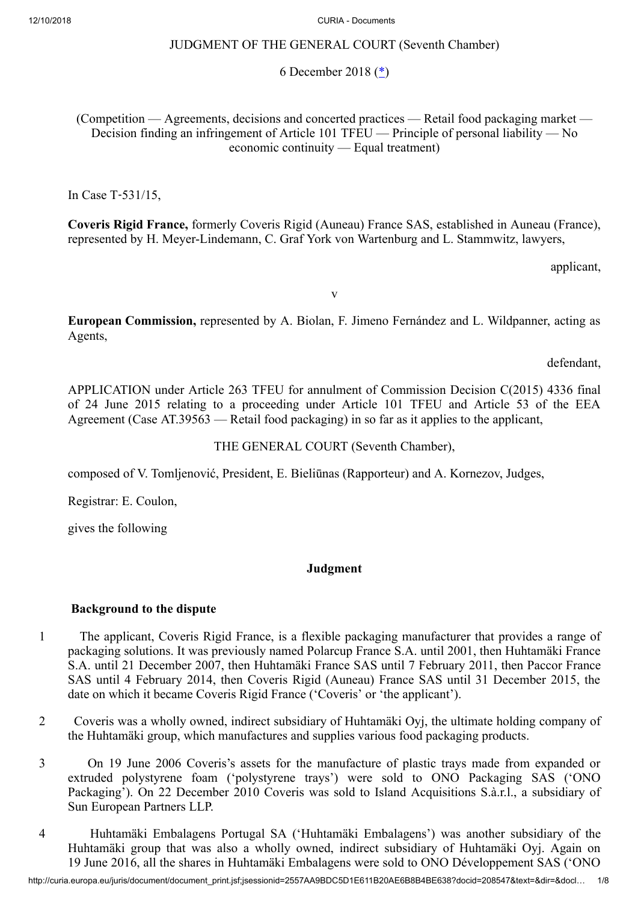JUDGMENT OF THE GENERAL COURT (Seventh Chamber)

6 December 2018 (*)

(Competition — Agreements, decisions and concerted practices — Retail food packaging market — Decision finding an infringement of Article 101 TFEU — Principle of personal liability — No economic continuity — Equal treatment)

In Case T‑531/15,

**Coveris Rigid France,** formerly Coveris Rigid (Auneau) France SAS, established in Auneau (France), represented by H. Meyer-Lindemann, C. Graf York von Wartenburg and L. Stammwitz, lawyers,

applicant,

v

**European Commission,** represented by A. Biolan, F. Jimeno Fernández and L. Wildpanner, acting as Agents,

defendant,

APPLICATION under Article 263 TFEU for annulment of Commission Decision C(2015) 4336 final of 24 June 2015 relating to a proceeding under Article 101 TFEU and Article 53 of the EEA Agreement (Case AT.39563 — Retail food packaging) in so far as it applies to the applicant,

THE GENERAL COURT (Seventh Chamber),

composed of V. Tomljenović, President, E. Bieliūnas (Rapporteur) and A. Kornezov, Judges,

Registrar: E. Coulon,

gives the following

**Judgment**

**Background to the dispute**

1 The applicant, Coveris Rigid France, is a flexible packaging manufacturer that provides a range of packaging solutions. It was previously named Polarcup France S.A. until 2001, then Huhtamäki France S.A. until 21 December 2007, then Huhtamäki France SAS until 7 February 2011, then Paccor France SAS until 4 February 2014, then Coveris Rigid (Auneau) France SAS until 31 December 2015, the date on which it became Coveris Rigid France ('Coveris' or 'the applicant').

2 Coveris was a wholly owned, indirect subsidiary of Huhtamäki Oyj, the ultimate holding company of the Huhtamäki group, which manufactures and supplies various food packaging products.

3 On 19 June 2006 Coveris's assets for the manufacture of plastic trays made from expanded or extruded polystyrene foam ('polystyrene trays') were sold to ONO Packaging SAS ('ONO Packaging'). On 22 December 2010 Coveris was sold to Island Acquisitions S.à.r.l., a subsidiary of Sun European Partners LLP.

4 Huhtamäki Embalagens Portugal SA ('Huhtamäki Embalagens') was another subsidiary of the Huhtamäki group that was also a wholly owned, indirect subsidiary of Huhtamäki Oyj. Again on 19 June 2016, all the shares in Huhtamäki Embalagens were sold to ONO Développement SAS ('ONO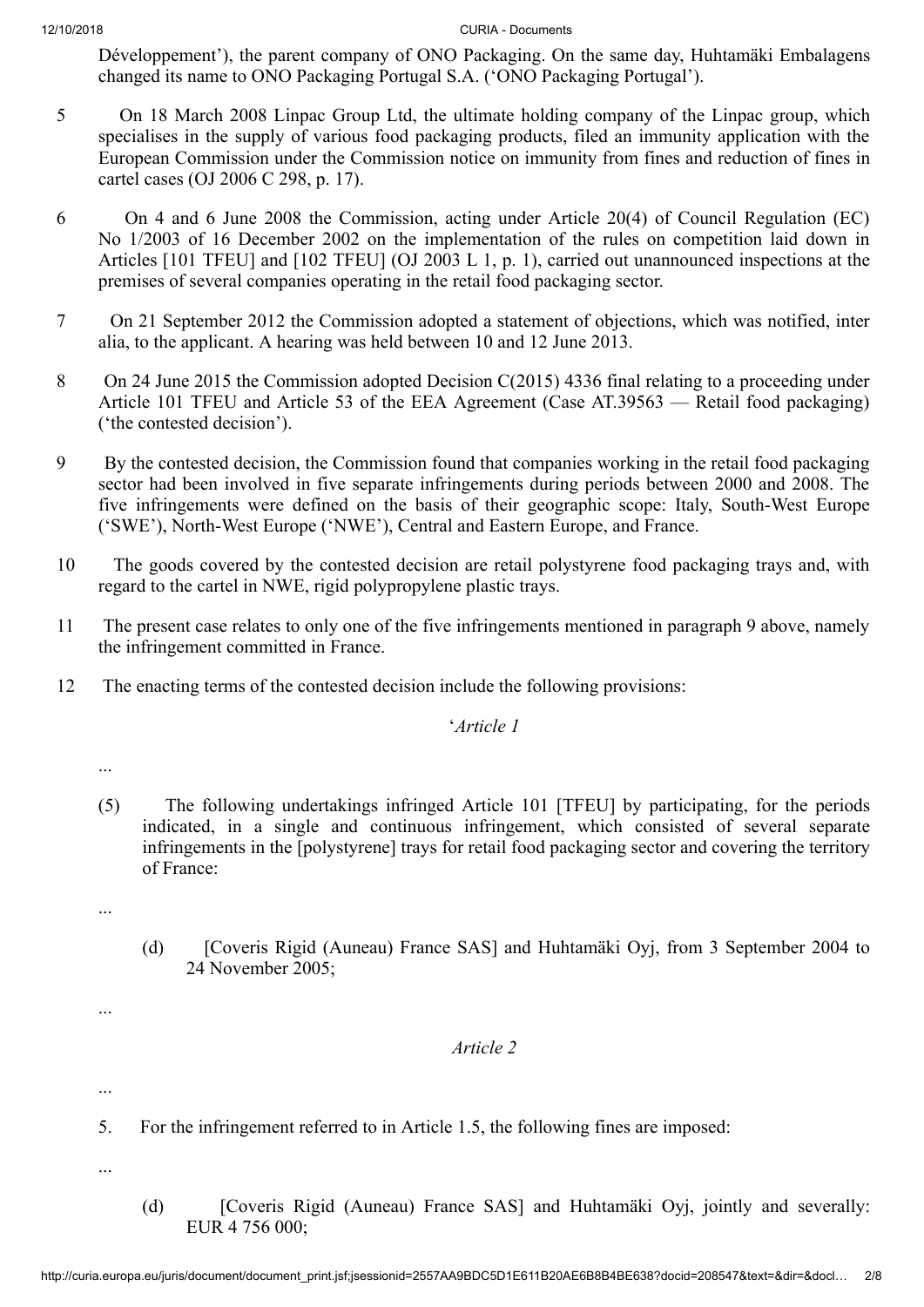Développement'), the parent company of ONO Packaging. On the same day, Huhtamäki Embalagens changed its name to ONO Packaging Portugal S.A. ('ONO Packaging Portugal').

5 On 18 March 2008 Linpac Group Ltd, the ultimate holding company of the Linpac group, which specialises in the supply of various food packaging products, filed an immunity application with the European Commission under the Commission notice on immunity from fines and reduction of fines in cartel cases (OJ 2006 C 298, p. 17).

6 On 4 and 6 June 2008 the Commission, acting under Article 20(4) of Council Regulation (EC) No 1/2003 of 16 December 2002 on the implementation of the rules on competition laid down in Articles [101 TFEU] and [102 TFEU] (OJ 2003 L 1, p. 1), carried out unannounced inspections at the premises of several companies operating in the retail food packaging sector.

7 On 21 September 2012 the Commission adopted a statement of objections, which was notified, inter alia, to the applicant. A hearing was held between 10 and 12 June 2013.

8 On 24 June 2015 the Commission adopted Decision C(2015) 4336 final relating to a proceeding under Article 101 TFEU and Article 53 of the EEA Agreement (Case AT.39563 — Retail food packaging) ('the contested decision').

9 By the contested decision, the Commission found that companies working in the retail food packaging sector had been involved in five separate infringements during periods between 2000 and 2008. The five infringements were defined on the basis of their geographic scope: Italy, South-West Europe ('SWE'), North-West Europe ('NWE'), Central and Eastern Europe, and France.

10 The goods covered by the contested decision are retail polystyrene food packaging trays and, with regard to the cartel in NWE, rigid polypropylene plastic trays.

11 The present case relates to only one of the five infringements mentioned in paragraph 9 above, namely the infringement committed in France.

12 The enacting terms of the contested decision include the following provisions:

'*Article 1*

...

(5) The following undertakings infringed Article 101 [TFEU] by participating, for the periods indicated, in a single and continuous infringement, which consisted of several separate infringements in the [polystyrene] trays for retail food packaging sector and covering the territory of France:

...

(d) [Coveris Rigid (Auneau) France SAS] and Huhtamäki Oyj, from 3 September 2004 to 24 November 2005;

...

*Article 2*

...

5. For the infringement referred to in Article 1.5, the following fines are imposed:

...

(d) [Coveris Rigid (Auneau) France SAS] and Huhtamäki Oyj, jointly and severally: EUR 4 756 000;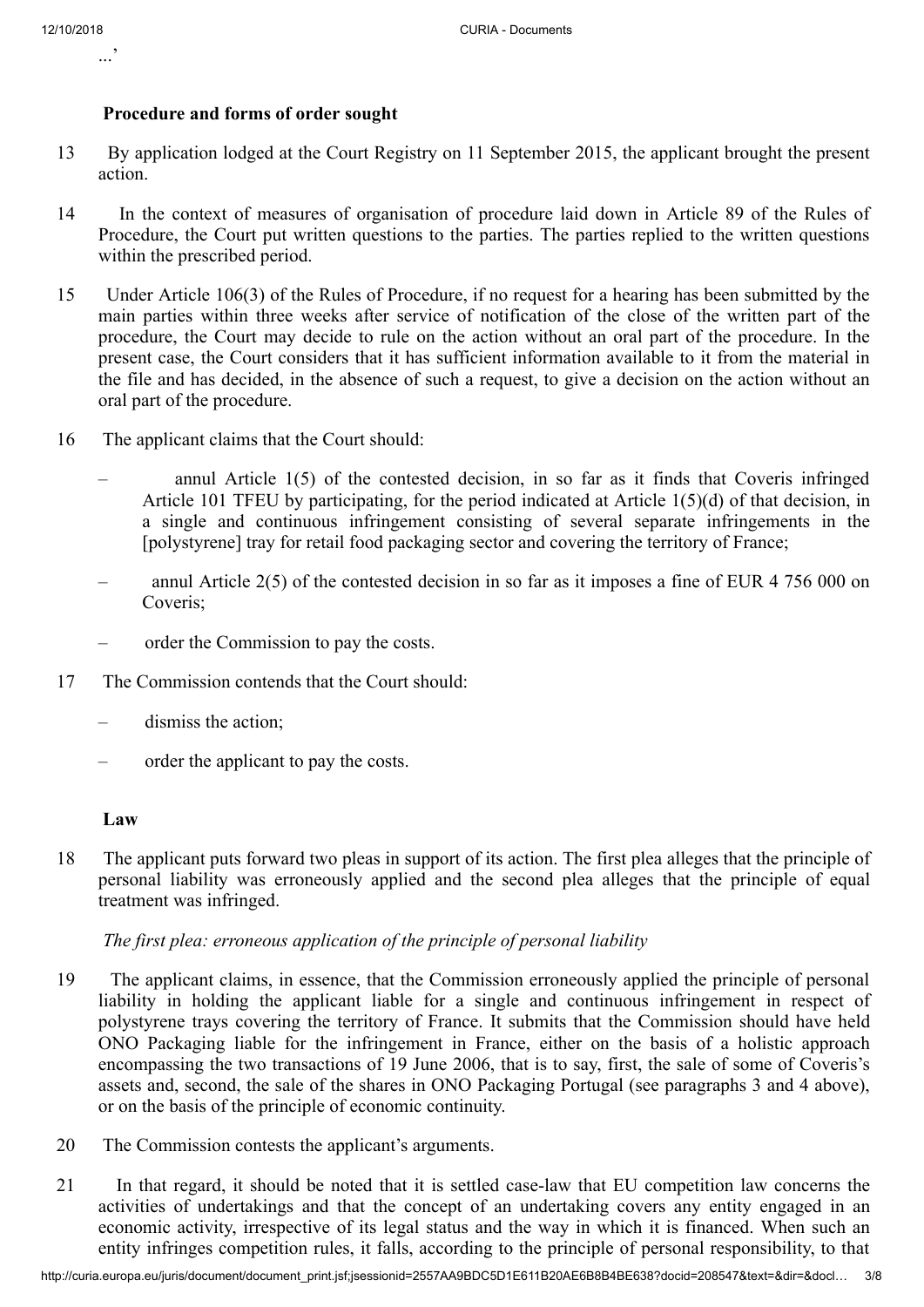...'

### Procedure and forms of order sought

13 By application lodged at the Court Registry on 11 September 2015, the applicant brought the present action.

14 In the context of measures of organisation of procedure laid down in Article 89 of the Rules of Procedure, the Court put written questions to the parties. The parties replied to the written questions within the prescribed period.

15 Under Article 106(3) of the Rules of Procedure, if no request for a hearing has been submitted by the main parties within three weeks after service of notification of the close of the written part of the procedure, the Court may decide to rule on the action without an oral part of the procedure. In the present case, the Court considers that it has sufficient information available to it from the material in the file and has decided, in the absence of such a request, to give a decision on the action without an oral part of the procedure.

16 The applicant claims that the Court should:

– annul Article 1(5) of the contested decision, in so far as it finds that Coveris infringed Article 101 TFEU by participating, for the period indicated at Article 1(5)(d) of that decision, in a single and continuous infringement consisting of several separate infringements in the [polystyrene] tray for retail food packaging sector and covering the territory of France;

– annul Article 2(5) of the contested decision in so far as it imposes a fine of EUR 4 756 000 on Coveris;

– order the Commission to pay the costs.

17 The Commission contends that the Court should:

– dismiss the action;

– order the applicant to pay the costs.

### Law

18 The applicant puts forward two pleas in support of its action. The first plea alleges that the principle of personal liability was erroneously applied and the second plea alleges that the principle of equal treatment was infringed.

*The first plea: erroneous application of the principle of personal liability*

19 The applicant claims, in essence, that the Commission erroneously applied the principle of personal liability in holding the applicant liable for a single and continuous infringement in respect of polystyrene trays covering the territory of France. It submits that the Commission should have held ONO Packaging liable for the infringement in France, either on the basis of a holistic approach encompassing the two transactions of 19 June 2006, that is to say, first, the sale of some of Coveris's assets and, second, the sale of the shares in ONO Packaging Portugal (see paragraphs 3 and 4 above), or on the basis of the principle of economic continuity.

20 The Commission contests the applicant's arguments.

21 In that regard, it should be noted that it is settled case-law that EU competition law concerns the activities of undertakings and that the concept of an undertaking covers any entity engaged in an economic activity, irrespective of its legal status and the way in which it is financed. When such an entity infringes competition rules, it falls, according to the principle of personal responsibility, to that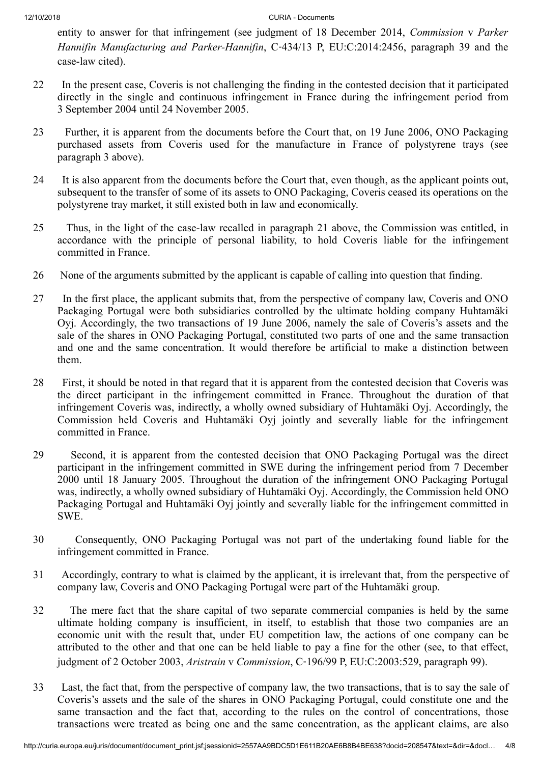entity to answer for that infringement (see judgment of 18 December 2014, *Commission* v *Parker Hannifin Manufacturing and Parker-Hannifin*, C‑434/13 P, EU:C:2014:2456, paragraph 39 and the case-law cited).

22 In the present case, Coveris is not challenging the finding in the contested decision that it participated directly in the single and continuous infringement in France during the infringement period from 3 September 2004 until 24 November 2005.

23 Further, it is apparent from the documents before the Court that, on 19 June 2006, ONO Packaging purchased assets from Coveris used for the manufacture in France of polystyrene trays (see paragraph 3 above).

24 It is also apparent from the documents before the Court that, even though, as the applicant points out, subsequent to the transfer of some of its assets to ONO Packaging, Coveris ceased its operations on the polystyrene tray market, it still existed both in law and economically.

25 Thus, in the light of the case-law recalled in paragraph 21 above, the Commission was entitled, in accordance with the principle of personal liability, to hold Coveris liable for the infringement committed in France.

26 None of the arguments submitted by the applicant is capable of calling into question that finding.

27 In the first place, the applicant submits that, from the perspective of company law, Coveris and ONO Packaging Portugal were both subsidiaries controlled by the ultimate holding company Huhtamäki Oyj. Accordingly, the two transactions of 19 June 2006, namely the sale of Coveris's assets and the sale of the shares in ONO Packaging Portugal, constituted two parts of one and the same transaction and one and the same concentration. It would therefore be artificial to make a distinction between them.

28 First, it should be noted in that regard that it is apparent from the contested decision that Coveris was the direct participant in the infringement committed in France. Throughout the duration of that infringement Coveris was, indirectly, a wholly owned subsidiary of Huhtamäki Oyj. Accordingly, the Commission held Coveris and Huhtamäki Oyj jointly and severally liable for the infringement committed in France.

29 Second, it is apparent from the contested decision that ONO Packaging Portugal was the direct participant in the infringement committed in SWE during the infringement period from 7 December 2000 until 18 January 2005. Throughout the duration of the infringement ONO Packaging Portugal was, indirectly, a wholly owned subsidiary of Huhtamäki Oyj. Accordingly, the Commission held ONO Packaging Portugal and Huhtamäki Oyj jointly and severally liable for the infringement committed in SWE.

30 Consequently, ONO Packaging Portugal was not part of the undertaking found liable for the infringement committed in France.

31 Accordingly, contrary to what is claimed by the applicant, it is irrelevant that, from the perspective of company law, Coveris and ONO Packaging Portugal were part of the Huhtamäki group.

32 The mere fact that the share capital of two separate commercial companies is held by the same ultimate holding company is insufficient, in itself, to establish that those two companies are an economic unit with the result that, under EU competition law, the actions of one company can be attributed to the other and that one can be held liable to pay a fine for the other (see, to that effect, judgment of 2 October 2003, *Aristrain* v *Commission*, C‑196/99 P, EU:C:2003:529, paragraph 99).

33 Last, the fact that, from the perspective of company law, the two transactions, that is to say the sale of Coveris's assets and the sale of the shares in ONO Packaging Portugal, could constitute one and the same transaction and the fact that, according to the rules on the control of concentrations, those transactions were treated as being one and the same concentration, as the applicant claims, are also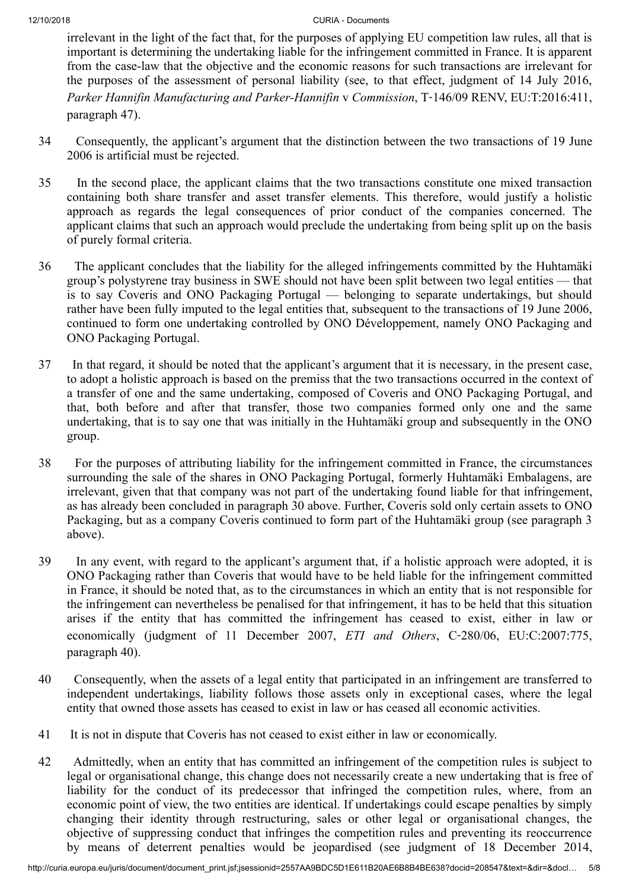irrelevant in the light of the fact that, for the purposes of applying EU competition law rules, all that is important is determining the undertaking liable for the infringement committed in France. It is apparent from the case-law that the objective and the economic reasons for such transactions are irrelevant for the purposes of the assessment of personal liability (see, to that effect, judgment of 14 July 2016, *Parker Hannifin Manufacturing and Parker-Hannifin* v *Commission*, T‑146/09 RENV, EU:T:2016:411, paragraph 47).

34 Consequently, the applicant's argument that the distinction between the two transactions of 19 June 2006 is artificial must be rejected.

35 In the second place, the applicant claims that the two transactions constitute one mixed transaction containing both share transfer and asset transfer elements. This therefore, would justify a holistic approach as regards the legal consequences of prior conduct of the companies concerned. The applicant claims that such an approach would preclude the undertaking from being split up on the basis of purely formal criteria.

36 The applicant concludes that the liability for the alleged infringements committed by the Huhtamäki group's polystyrene tray business in SWE should not have been split between two legal entities — that is to say Coveris and ONO Packaging Portugal — belonging to separate undertakings, but should rather have been fully imputed to the legal entities that, subsequent to the transactions of 19 June 2006, continued to form one undertaking controlled by ONO Développement, namely ONO Packaging and ONO Packaging Portugal.

37 In that regard, it should be noted that the applicant's argument that it is necessary, in the present case, to adopt a holistic approach is based on the premiss that the two transactions occurred in the context of a transfer of one and the same undertaking, composed of Coveris and ONO Packaging Portugal, and that, both before and after that transfer, those two companies formed only one and the same undertaking, that is to say one that was initially in the Huhtamäki group and subsequently in the ONO group.

38 For the purposes of attributing liability for the infringement committed in France, the circumstances surrounding the sale of the shares in ONO Packaging Portugal, formerly Huhtamäki Embalagens, are irrelevant, given that that company was not part of the undertaking found liable for that infringement, as has already been concluded in paragraph 30 above. Further, Coveris sold only certain assets to ONO Packaging, but as a company Coveris continued to form part of the Huhtamäki group (see paragraph 3 above).

39 In any event, with regard to the applicant's argument that, if a holistic approach were adopted, it is ONO Packaging rather than Coveris that would have to be held liable for the infringement committed in France, it should be noted that, as to the circumstances in which an entity that is not responsible for the infringement can nevertheless be penalised for that infringement, it has to be held that this situation arises if the entity that has committed the infringement has ceased to exist, either in law or economically (judgment of 11 December 2007, *ETI and Others*, C‑280/06, EU:C:2007:775, paragraph 40).

40 Consequently, when the assets of a legal entity that participated in an infringement are transferred to independent undertakings, liability follows those assets only in exceptional cases, where the legal entity that owned those assets has ceased to exist in law or has ceased all economic activities.

41 It is not in dispute that Coveris has not ceased to exist either in law or economically.

42 Admittedly, when an entity that has committed an infringement of the competition rules is subject to legal or organisational change, this change does not necessarily create a new undertaking that is free of liability for the conduct of its predecessor that infringed the competition rules, where, from an economic point of view, the two entities are identical. If undertakings could escape penalties by simply changing their identity through restructuring, sales or other legal or organisational changes, the objective of suppressing conduct that infringes the competition rules and preventing its reoccurrence by means of deterrent penalties would be jeopardised (see judgment of 18 December 2014,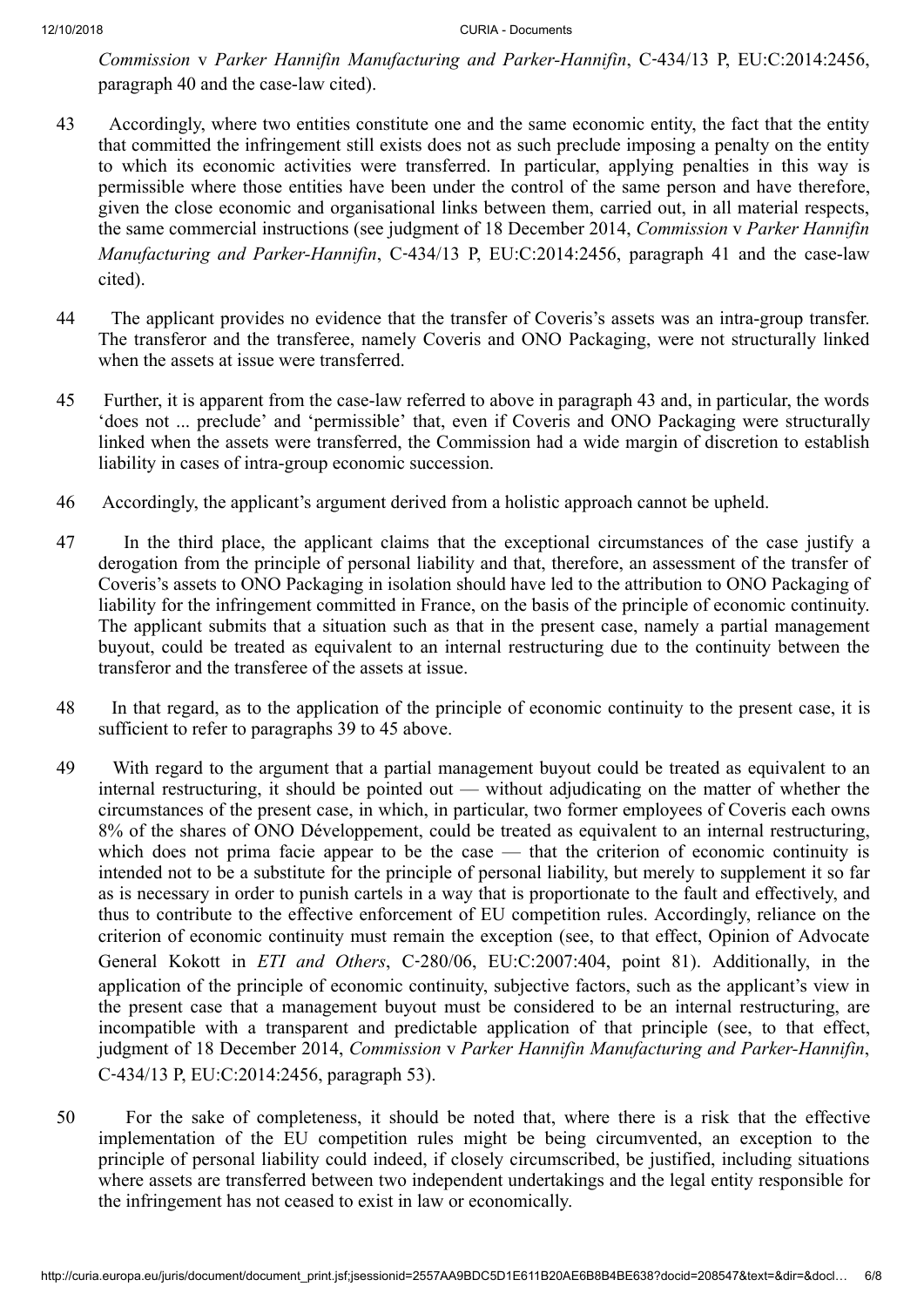*Commission* v *Parker Hannifin Manufacturing and Parker-Hannifin*, C‑434/13 P, EU:C:2014:2456, paragraph 40 and the case-law cited).

43 Accordingly, where two entities constitute one and the same economic entity, the fact that the entity that committed the infringement still exists does not as such preclude imposing a penalty on the entity to which its economic activities were transferred. In particular, applying penalties in this way is permissible where those entities have been under the control of the same person and have therefore, given the close economic and organisational links between them, carried out, in all material respects, the same commercial instructions (see judgment of 18 December 2014, *Commission* v *Parker Hannifin Manufacturing and Parker-Hannifin*, C‑434/13 P, EU:C:2014:2456, paragraph 41 and the case-law cited).

44 The applicant provides no evidence that the transfer of Coveris's assets was an intra-group transfer. The transferor and the transferee, namely Coveris and ONO Packaging, were not structurally linked when the assets at issue were transferred.

45 Further, it is apparent from the case-law referred to above in paragraph 43 and, in particular, the words 'does not ... preclude' and 'permissible' that, even if Coveris and ONO Packaging were structurally linked when the assets were transferred, the Commission had a wide margin of discretion to establish liability in cases of intra-group economic succession.

46 Accordingly, the applicant's argument derived from a holistic approach cannot be upheld.

47 In the third place, the applicant claims that the exceptional circumstances of the case justify a derogation from the principle of personal liability and that, therefore, an assessment of the transfer of Coveris's assets to ONO Packaging in isolation should have led to the attribution to ONO Packaging of liability for the infringement committed in France, on the basis of the principle of economic continuity. The applicant submits that a situation such as that in the present case, namely a partial management buyout, could be treated as equivalent to an internal restructuring due to the continuity between the transferor and the transferee of the assets at issue.

48 In that regard, as to the application of the principle of economic continuity to the present case, it is sufficient to refer to paragraphs 39 to 45 above.

49 With regard to the argument that a partial management buyout could be treated as equivalent to an internal restructuring, it should be pointed out — without adjudicating on the matter of whether the circumstances of the present case, in which, in particular, two former employees of Coveris each owns 8% of the shares of ONO Développement, could be treated as equivalent to an internal restructuring, which does not prima facie appear to be the case — that the criterion of economic continuity is intended not to be a substitute for the principle of personal liability, but merely to supplement it so far as is necessary in order to punish cartels in a way that is proportionate to the fault and effectively, and thus to contribute to the effective enforcement of EU competition rules. Accordingly, reliance on the criterion of economic continuity must remain the exception (see, to that effect, Opinion of Advocate General Kokott in *ETI and Others*, C‑280/06, EU:C:2007:404, point 81). Additionally, in the application of the principle of economic continuity, subjective factors, such as the applicant's view in the present case that a management buyout must be considered to be an internal restructuring, are incompatible with a transparent and predictable application of that principle (see, to that effect, judgment of 18 December 2014, *Commission* v *Parker Hannifin Manufacturing and Parker-Hannifin*, C‑434/13 P, EU:C:2014:2456, paragraph 53).

50 For the sake of completeness, it should be noted that, where there is a risk that the effective implementation of the EU competition rules might be being circumvented, an exception to the principle of personal liability could indeed, if closely circumscribed, be justified, including situations where assets are transferred between two independent undertakings and the legal entity responsible for the infringement has not ceased to exist in law or economically.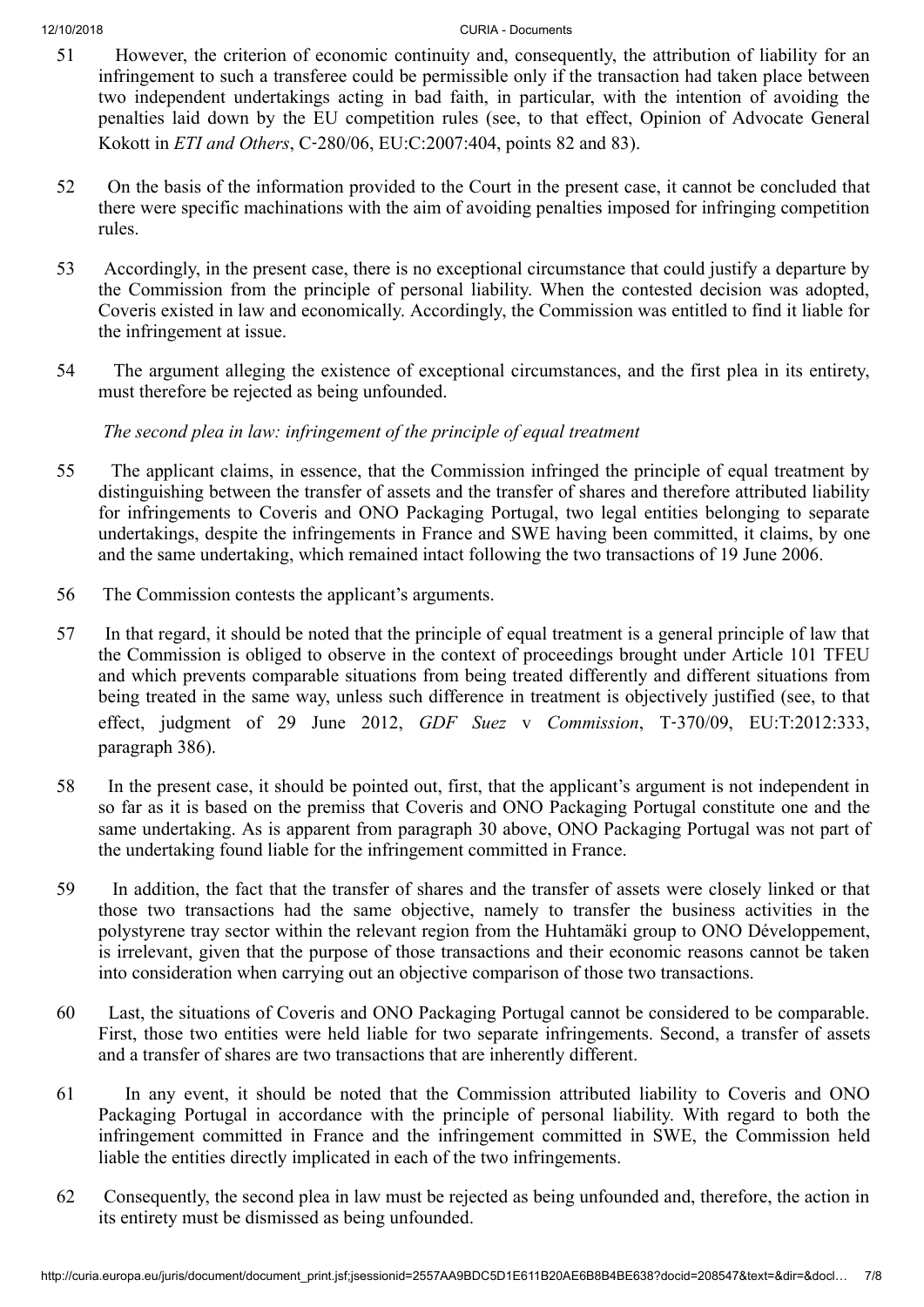51 However, the criterion of economic continuity and, consequently, the attribution of liability for an infringement to such a transferee could be permissible only if the transaction had taken place between two independent undertakings acting in bad faith, in particular, with the intention of avoiding the penalties laid down by the EU competition rules (see, to that effect, Opinion of Advocate General Kokott in *ETI and Others*, C‑280/06, EU:C:2007:404, points 82 and 83).

52 On the basis of the information provided to the Court in the present case, it cannot be concluded that there were specific machinations with the aim of avoiding penalties imposed for infringing competition rules.

53 Accordingly, in the present case, there is no exceptional circumstance that could justify a departure by the Commission from the principle of personal liability. When the contested decision was adopted, Coveris existed in law and economically. Accordingly, the Commission was entitled to find it liable for the infringement at issue.

54 The argument alleging the existence of exceptional circumstances, and the first plea in its entirety, must therefore be rejected as being unfounded.

*The second plea in law: infringement of the principle of equal treatment*

55 The applicant claims, in essence, that the Commission infringed the principle of equal treatment by distinguishing between the transfer of assets and the transfer of shares and therefore attributed liability for infringements to Coveris and ONO Packaging Portugal, two legal entities belonging to separate undertakings, despite the infringements in France and SWE having been committed, it claims, by one and the same undertaking, which remained intact following the two transactions of 19 June 2006.

56 The Commission contests the applicant's arguments.

57 In that regard, it should be noted that the principle of equal treatment is a general principle of law that the Commission is obliged to observe in the context of proceedings brought under Article 101 TFEU and which prevents comparable situations from being treated differently and different situations from being treated in the same way, unless such difference in treatment is objectively justified (see, to that effect, judgment of 29 June 2012, *GDF Suez* v *Commission*, T‑370/09, EU:T:2012:333, paragraph 386).

58 In the present case, it should be pointed out, first, that the applicant's argument is not independent in so far as it is based on the premiss that Coveris and ONO Packaging Portugal constitute one and the same undertaking. As is apparent from paragraph 30 above, ONO Packaging Portugal was not part of the undertaking found liable for the infringement committed in France.

59 In addition, the fact that the transfer of shares and the transfer of assets were closely linked or that those two transactions had the same objective, namely to transfer the business activities in the polystyrene tray sector within the relevant region from the Huhtamäki group to ONO Développement, is irrelevant, given that the purpose of those transactions and their economic reasons cannot be taken into consideration when carrying out an objective comparison of those two transactions.

60 Last, the situations of Coveris and ONO Packaging Portugal cannot be considered to be comparable. First, those two entities were held liable for two separate infringements. Second, a transfer of assets and a transfer of shares are two transactions that are inherently different.

61 In any event, it should be noted that the Commission attributed liability to Coveris and ONO Packaging Portugal in accordance with the principle of personal liability. With regard to both the infringement committed in France and the infringement committed in SWE, the Commission held liable the entities directly implicated in each of the two infringements.

62 Consequently, the second plea in law must be rejected as being unfounded and, therefore, the action in its entirety must be dismissed as being unfounded.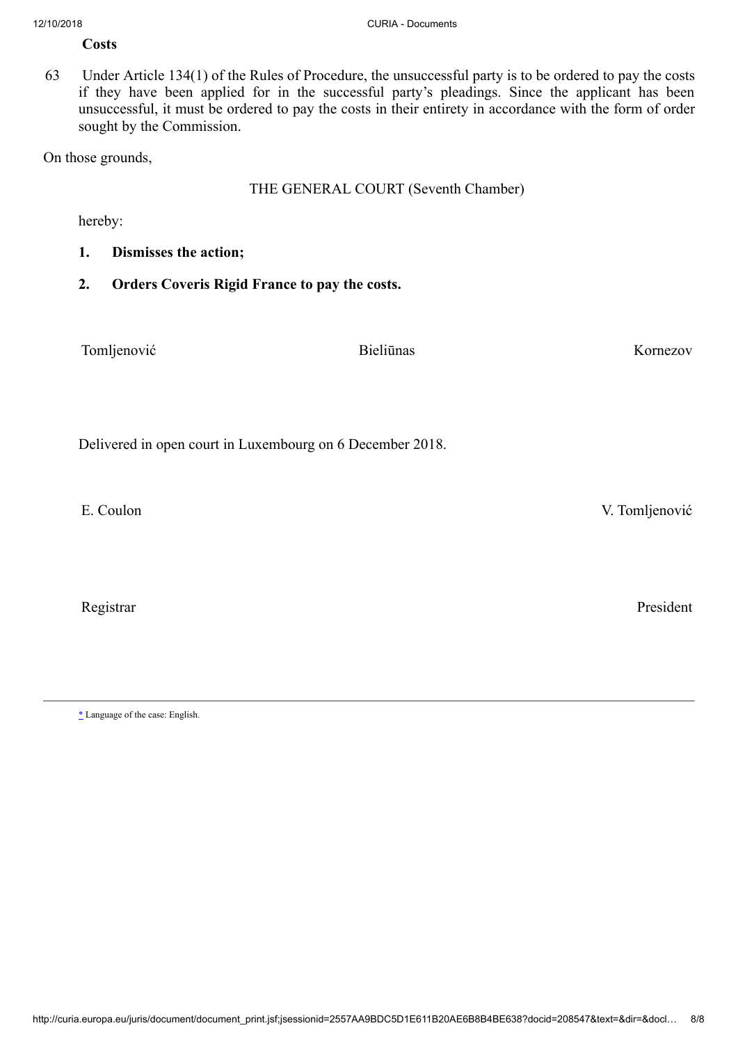**Costs**

63 Under Article 134(1) of the Rules of Procedure, the unsuccessful party is to be ordered to pay the costs if they have been applied for in the successful party's pleadings. Since the applicant has been unsuccessful, it must be ordered to pay the costs in their entirety in accordance with the form of order sought by the Commission.

On those grounds,

THE GENERAL COURT (Seventh Chamber)

hereby:

1. **Dismisses the action;**

2. **Orders Coveris Rigid France to pay the costs.**

Tomljenović Bieliūnas Kornezov

Delivered in open court in Luxembourg on 6 December 2018.

E. Coulon V. Tomljenović

Registrar President

---

\* Language of the case: English.